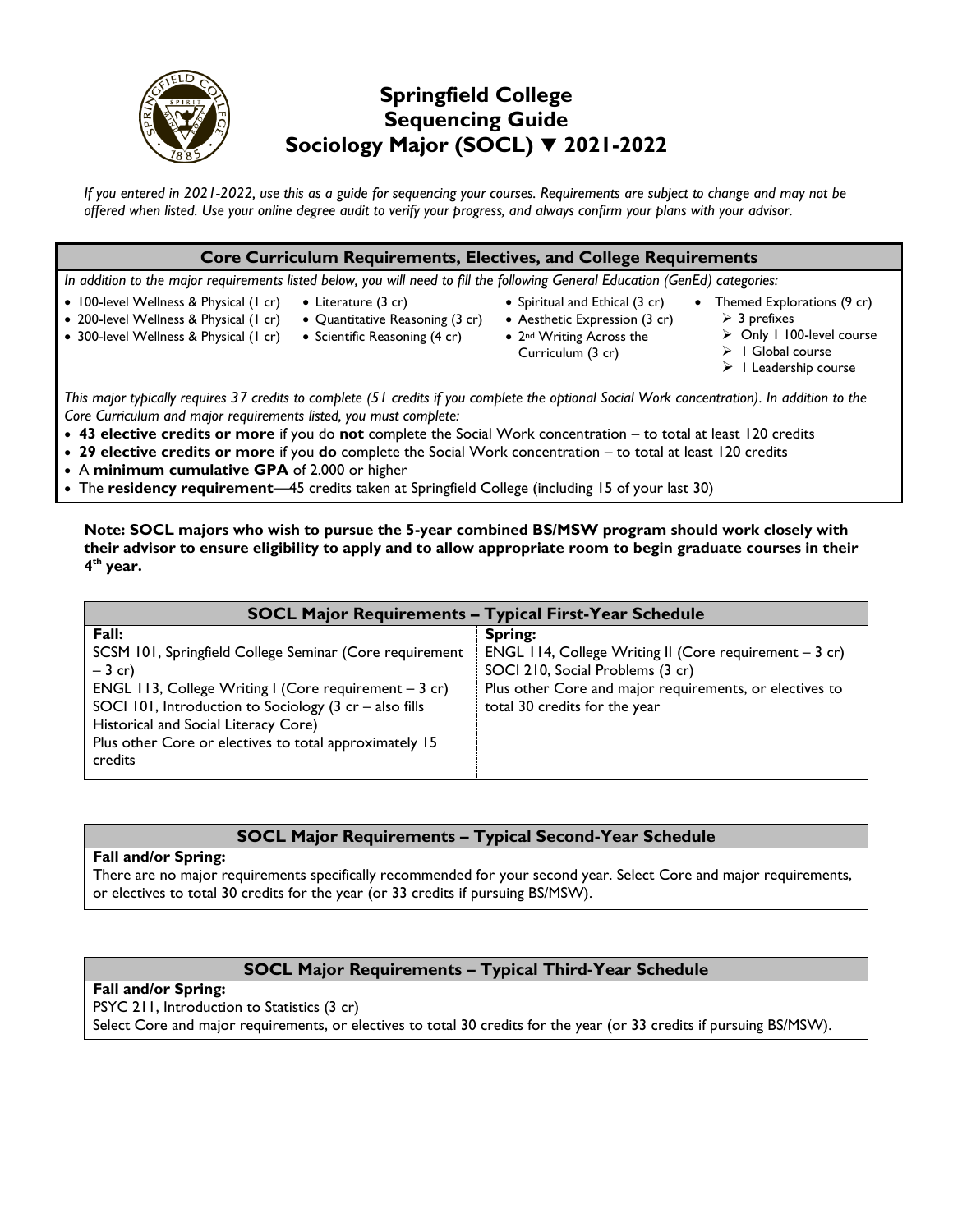# Springfield College
# Sequencing Guide
# Sociology Major (SOCL) ▼ 2021-2022

*If you entered in 2021-2022, use this as a guide for sequencing your courses. Requirements are subject to change and may not be offered when listed. Use your online degree audit to verify your progress, and always confirm your plans with your advisor.*

## Core Curriculum Requirements, Electives, and College Requirements

*In addition to the major requirements listed below, you will need to fill the following General Education (GenEd) categories:*

- 100-level Wellness & Physical (1 cr)
- 200-level Wellness & Physical (1 cr)
- 300-level Wellness & Physical (1 cr)
- Literature (3 cr)
- Quantitative Reasoning (3 cr)
- Scientific Reasoning (4 cr)
- Spiritual and Ethical (3 cr)
- Aesthetic Expression (3 cr)
- 2nd Writing Across the Curriculum (3 cr)
- Themed Explorations (9 cr)
  - 3 prefixes
  - Only 1 100-level course
  - 1 Global course
  - 1 Leadership course

*This major typically requires 37 credits to complete (51 credits if you complete the optional Social Work concentration). In addition to the Core Curriculum and major requirements listed, you must complete:*

- **43 elective credits or more** if you do **not** complete the Social Work concentration – to total at least 120 credits
- **29 elective credits or more** if you **do** complete the Social Work concentration – to total at least 120 credits
- A **minimum cumulative GPA** of 2.000 or higher
- The **residency requirement**—45 credits taken at Springfield College (including 15 of your last 30)

**Note: SOCL majors who wish to pursue the 5-year combined BS/MSW program should work closely with their advisor to ensure eligibility to apply and to allow appropriate room to begin graduate courses in their 4th year.**

## SOCL Major Requirements – Typical First-Year Schedule

| Fall: | Spring: |
|---|---|
| SCSM 101, Springfield College Seminar (Core requirement – 3 cr)<br>ENGL 113, College Writing I (Core requirement – 3 cr)<br>SOCI 101, Introduction to Sociology (3 cr – also fills Historical and Social Literacy Core)<br>Plus other Core or electives to total approximately 15 credits | ENGL 114, College Writing II (Core requirement – 3 cr)<br>SOCI 210, Social Problems (3 cr)<br>Plus other Core and major requirements, or electives to total 30 credits for the year |

## SOCL Major Requirements – Typical Second-Year Schedule

**Fall and/or Spring:**

There are no major requirements specifically recommended for your second year. Select Core and major requirements, or electives to total 30 credits for the year (or 33 credits if pursuing BS/MSW).

## SOCL Major Requirements – Typical Third-Year Schedule

**Fall and/or Spring:**

PSYC 211, Introduction to Statistics (3 cr)

Select Core and major requirements, or electives to total 30 credits for the year (or 33 credits if pursuing BS/MSW).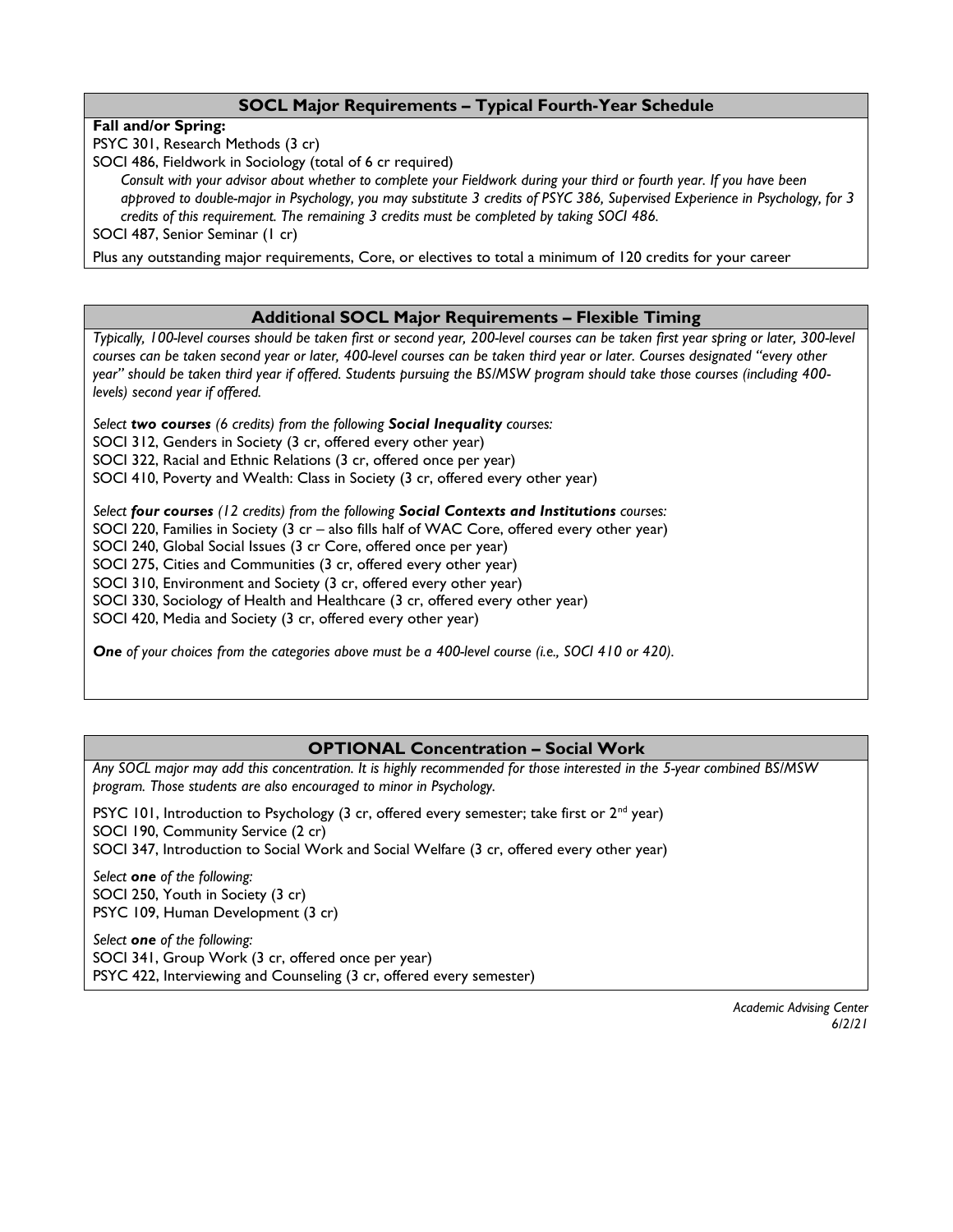## SOCL Major Requirements – Typical Fourth-Year Schedule

**Fall and/or Spring:**

PSYC 301, Research Methods (3 cr)

SOCI 486, Fieldwork in Sociology (total of 6 cr required)

*Consult with your advisor about whether to complete your Fieldwork during your third or fourth year. If you have been approved to double-major in Psychology, you may substitute 3 credits of PSYC 386, Supervised Experience in Psychology, for 3 credits of this requirement. The remaining 3 credits must be completed by taking SOCI 486.*

SOCI 487, Senior Seminar (1 cr)

Plus any outstanding major requirements, Core, or electives to total a minimum of 120 credits for your career

## Additional SOCL Major Requirements – Flexible Timing

*Typically, 100-level courses should be taken first or second year, 200-level courses can be taken first year spring or later, 300-level courses can be taken second year or later, 400-level courses can be taken third year or later. Courses designated "every other year" should be taken third year if offered. Students pursuing the BS/MSW program should take those courses (including 400-levels) second year if offered.*

*Select **two courses** (6 credits) from the following **Social Inequality** courses:*

SOCI 312, Genders in Society (3 cr, offered every other year)
SOCI 322, Racial and Ethnic Relations (3 cr, offered once per year)
SOCI 410, Poverty and Wealth: Class in Society (3 cr, offered every other year)

*Select **four courses** (12 credits) from the following **Social Contexts and Institutions** courses:*

SOCI 220, Families in Society (3 cr – also fills half of WAC Core, offered every other year)
SOCI 240, Global Social Issues (3 cr Core, offered once per year)
SOCI 275, Cities and Communities (3 cr, offered every other year)
SOCI 310, Environment and Society (3 cr, offered every other year)
SOCI 330, Sociology of Health and Healthcare (3 cr, offered every other year)
SOCI 420, Media and Society (3 cr, offered every other year)

***One** of your choices from the categories above must be a 400-level course (i.e., SOCI 410 or 420).*

## OPTIONAL Concentration – Social Work

*Any SOCL major may add this concentration. It is highly recommended for those interested in the 5-year combined BS/MSW program. Those students are also encouraged to minor in Psychology.*

PSYC 101, Introduction to Psychology (3 cr, offered every semester; take first or 2nd year)
SOCI 190, Community Service (2 cr)
SOCI 347, Introduction to Social Work and Social Welfare (3 cr, offered every other year)

*Select **one** of the following:*

SOCI 250, Youth in Society (3 cr)
PSYC 109, Human Development (3 cr)

*Select **one** of the following:*

SOCI 341, Group Work (3 cr, offered once per year)
PSYC 422, Interviewing and Counseling (3 cr, offered every semester)

*Academic Advising Center*
*6/2/21*